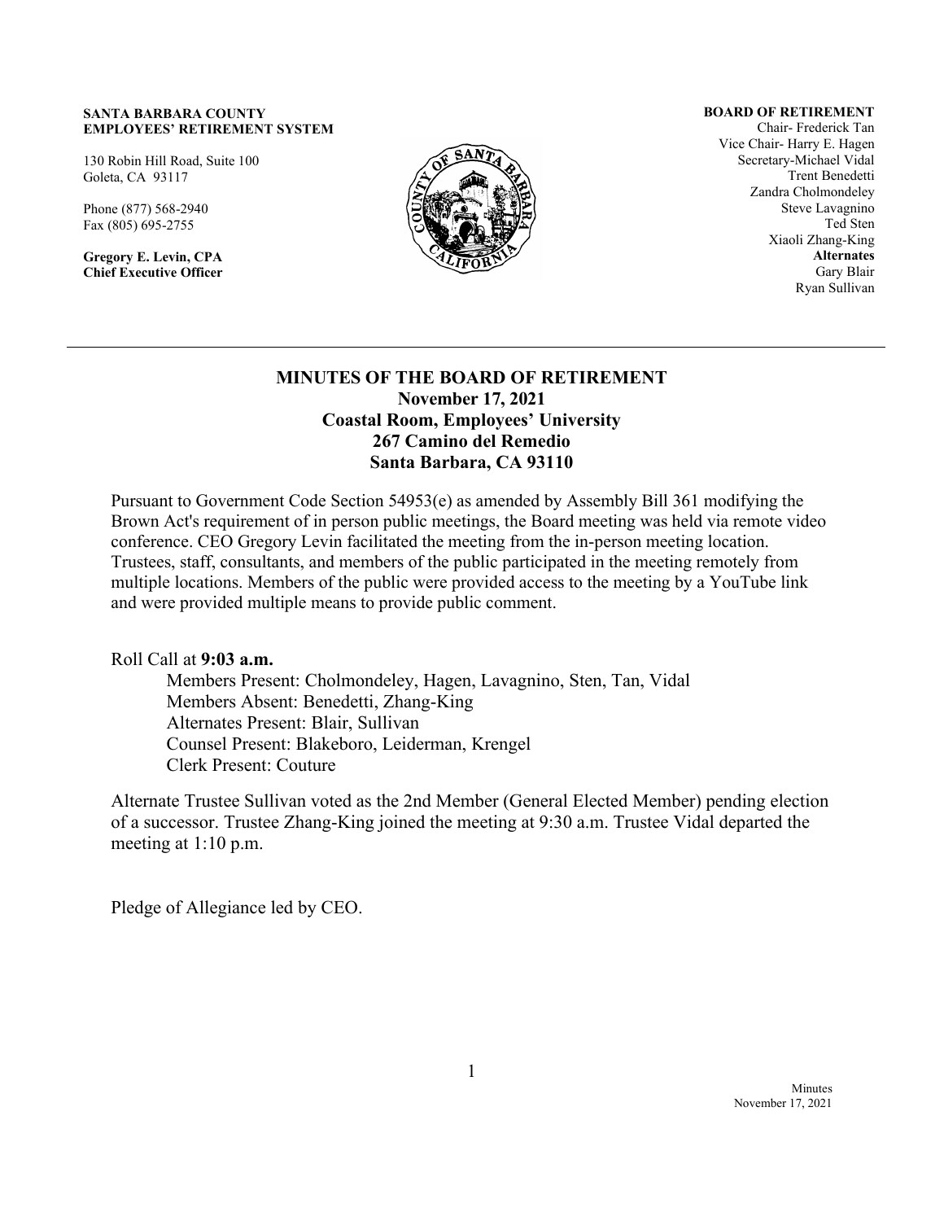**SANTA BARBARA COUNTY**
**EMPLOYEES' RETIREMENT SYSTEM**

130 Robin Hill Road, Suite 100
Goleta, CA 93117

Phone (877) 568-2940
Fax (805) 695-2755

**Gregory E. Levin, CPA**
**Chief Executive Officer**

**BOARD OF RETIREMENT**
Chair- Frederick Tan
Vice Chair- Harry E. Hagen
Secretary-Michael Vidal
Trent Benedetti
Zandra Cholmondeley
Steve Lavagnino
Ted Sten
Xiaoli Zhang-King
**Alternates**
Gary Blair
Ryan Sullivan

---

# MINUTES OF THE BOARD OF RETIREMENT

**November 17, 2021**
**Coastal Room, Employees' University**
**267 Camino del Remedio**
**Santa Barbara, CA 93110**

Pursuant to Government Code Section 54953(e) as amended by Assembly Bill 361 modifying the Brown Act's requirement of in person public meetings, the Board meeting was held via remote video conference. CEO Gregory Levin facilitated the meeting from the in-person meeting location. Trustees, staff, consultants, and members of the public participated in the meeting remotely from multiple locations. Members of the public were provided access to the meeting by a YouTube link and were provided multiple means to provide public comment.

Roll Call at **9:03 a.m.**

Members Present: Cholmondeley, Hagen, Lavagnino, Sten, Tan, Vidal
Members Absent: Benedetti, Zhang-King
Alternates Present: Blair, Sullivan
Counsel Present: Blakeboro, Leiderman, Krengel
Clerk Present: Couture

Alternate Trustee Sullivan voted as the 2nd Member (General Elected Member) pending election of a successor. Trustee Zhang-King joined the meeting at 9:30 a.m. Trustee Vidal departed the meeting at 1:10 p.m.

Pledge of Allegiance led by CEO.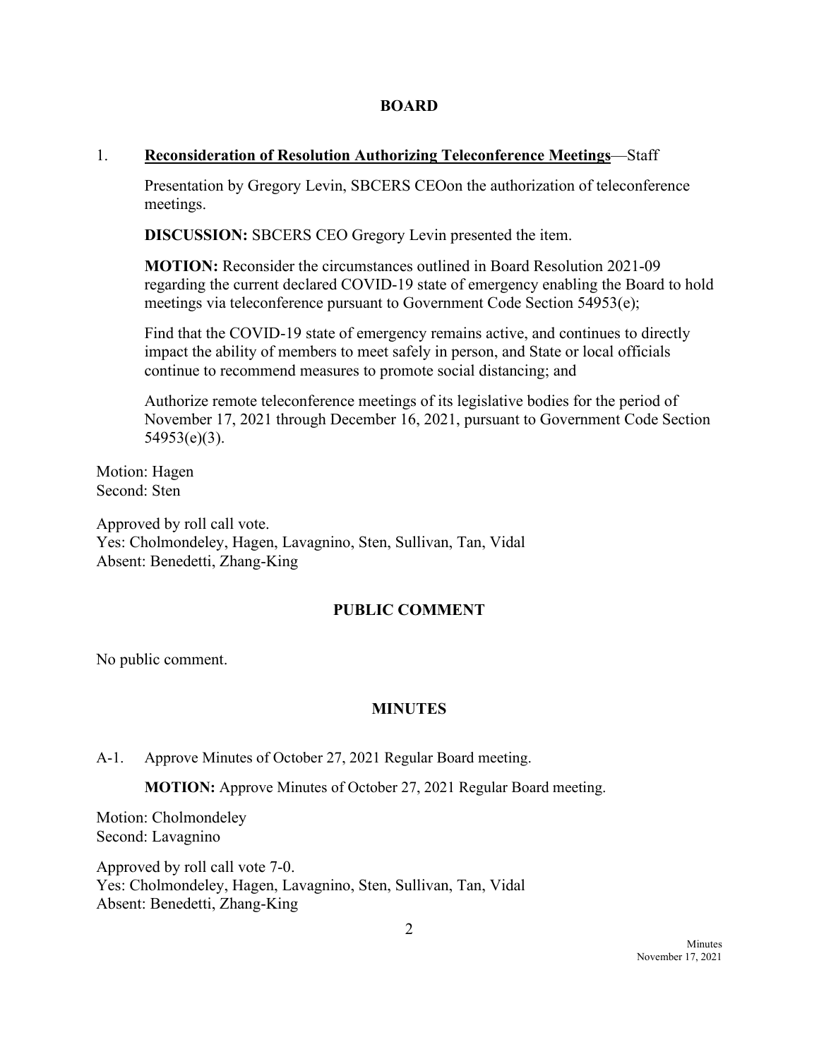## BOARD

1. **Reconsideration of Resolution Authorizing Teleconference Meetings**—Staff

   Presentation by Gregory Levin, SBCERS CEOon the authorization of teleconference meetings.

   **DISCUSSION:** SBCERS CEO Gregory Levin presented the item.

   **MOTION:** Reconsider the circumstances outlined in Board Resolution 2021-09 regarding the current declared COVID-19 state of emergency enabling the Board to hold meetings via teleconference pursuant to Government Code Section 54953(e);

   Find that the COVID-19 state of emergency remains active, and continues to directly impact the ability of members to meet safely in person, and State or local officials continue to recommend measures to promote social distancing; and

   Authorize remote teleconference meetings of its legislative bodies for the period of November 17, 2021 through December 16, 2021, pursuant to Government Code Section 54953(e)(3).

Motion: Hagen
Second: Sten

Approved by roll call vote.
Yes: Cholmondeley, Hagen, Lavagnino, Sten, Sullivan, Tan, Vidal
Absent: Benedetti, Zhang-King

## PUBLIC COMMENT

No public comment.

## MINUTES

A-1. Approve Minutes of October 27, 2021 Regular Board meeting.

   **MOTION:** Approve Minutes of October 27, 2021 Regular Board meeting.

Motion: Cholmondeley
Second: Lavagnino

Approved by roll call vote 7-0.
Yes: Cholmondeley, Hagen, Lavagnino, Sten, Sullivan, Tan, Vidal
Absent: Benedetti, Zhang-King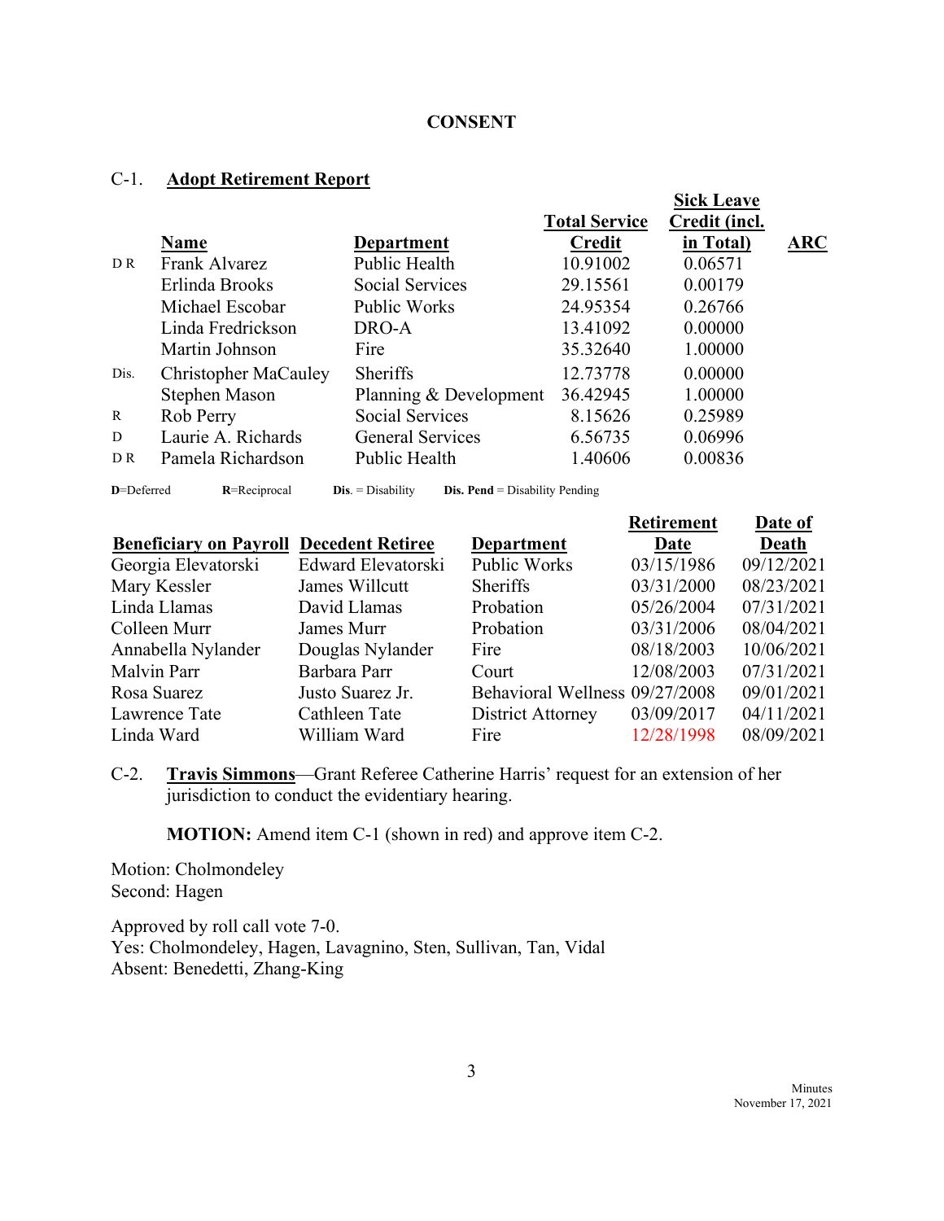**CONSENT**

C-1. **Adopt Retirement Report**

| | Name | Department | Total Service Credit | Sick Leave Credit (incl. in Total) | ARC |
|---|---|---|---|---|---|
| D R | Frank Alvarez | Public Health | 10.91002 | 0.06571 | |
| | Erlinda Brooks | Social Services | 29.15561 | 0.00179 | |
| | Michael Escobar | Public Works | 24.95354 | 0.26766 | |
| | Linda Fredrickson | DRO-A | 13.41092 | 0.00000 | |
| | Martin Johnson | Fire | 35.32640 | 1.00000 | |
| Dis. | Christopher MaCauley | Sheriffs | 12.73778 | 0.00000 | |
| | Stephen Mason | Planning & Development | 36.42945 | 1.00000 | |
| R | Rob Perry | Social Services | 8.15626 | 0.25989 | |
| D | Laurie A. Richards | General Services | 6.56735 | 0.06996 | |
| D R | Pamela Richardson | Public Health | 1.40606 | 0.00836 | |

**D**=Deferred **R**=Reciprocal **Dis**. = Disability **Dis. Pend** = Disability Pending

| Beneficiary on Payroll | Decedent Retiree | Department | Retirement Date | Date of Death |
|---|---|---|---|---|
| Georgia Elevatorski | Edward Elevatorski | Public Works | 03/15/1986 | 09/12/2021 |
| Mary Kessler | James Willcutt | Sheriffs | 03/31/2000 | 08/23/2021 |
| Linda Llamas | David Llamas | Probation | 05/26/2004 | 07/31/2021 |
| Colleen Murr | James Murr | Probation | 03/31/2006 | 08/04/2021 |
| Annabella Nylander | Douglas Nylander | Fire | 08/18/2003 | 10/06/2021 |
| Malvin Parr | Barbara Parr | Court | 12/08/2003 | 07/31/2021 |
| Rosa Suarez | Justo Suarez Jr. | Behavioral Wellness | 09/27/2008 | 09/01/2021 |
| Lawrence Tate | Cathleen Tate | District Attorney | 03/09/2017 | 04/11/2021 |
| Linda Ward | William Ward | Fire | 12/28/1998 | 08/09/2021 |

C-2. **Travis Simmons**—Grant Referee Catherine Harris' request for an extension of her jurisdiction to conduct the evidentiary hearing.

**MOTION:** Amend item C-1 (shown in red) and approve item C-2.

Motion: Cholmondeley
Second: Hagen

Approved by roll call vote 7-0.
Yes: Cholmondeley, Hagen, Lavagnino, Sten, Sullivan, Tan, Vidal
Absent: Benedetti, Zhang-King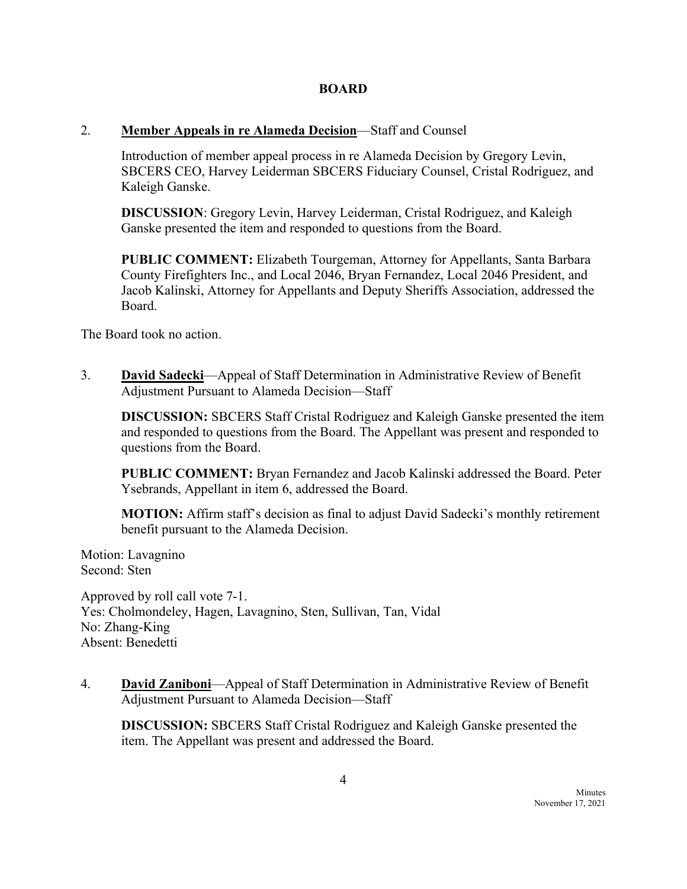## BOARD

2. **Member Appeals in re Alameda Decision**—Staff and Counsel

   Introduction of member appeal process in re Alameda Decision by Gregory Levin, SBCERS CEO, Harvey Leiderman SBCERS Fiduciary Counsel, Cristal Rodriguez, and Kaleigh Ganske.

   **DISCUSSION**: Gregory Levin, Harvey Leiderman, Cristal Rodriguez, and Kaleigh Ganske presented the item and responded to questions from the Board.

   **PUBLIC COMMENT:** Elizabeth Tourgeman, Attorney for Appellants, Santa Barbara County Firefighters Inc., and Local 2046, Bryan Fernandez, Local 2046 President, and Jacob Kalinski, Attorney for Appellants and Deputy Sheriffs Association, addressed the Board.

The Board took no action.

3. **David Sadecki**—Appeal of Staff Determination in Administrative Review of Benefit Adjustment Pursuant to Alameda Decision—Staff

   **DISCUSSION:** SBCERS Staff Cristal Rodriguez and Kaleigh Ganske presented the item and responded to questions from the Board. The Appellant was present and responded to questions from the Board.

   **PUBLIC COMMENT:** Bryan Fernandez and Jacob Kalinski addressed the Board. Peter Ysebrands, Appellant in item 6, addressed the Board.

   **MOTION:** Affirm staff's decision as final to adjust David Sadecki's monthly retirement benefit pursuant to the Alameda Decision.

Motion: Lavagnino
Second: Sten

Approved by roll call vote 7-1.
Yes: Cholmondeley, Hagen, Lavagnino, Sten, Sullivan, Tan, Vidal
No: Zhang-King
Absent: Benedetti

4. **David Zaniboni**—Appeal of Staff Determination in Administrative Review of Benefit Adjustment Pursuant to Alameda Decision—Staff

   **DISCUSSION:** SBCERS Staff Cristal Rodriguez and Kaleigh Ganske presented the item. The Appellant was present and addressed the Board.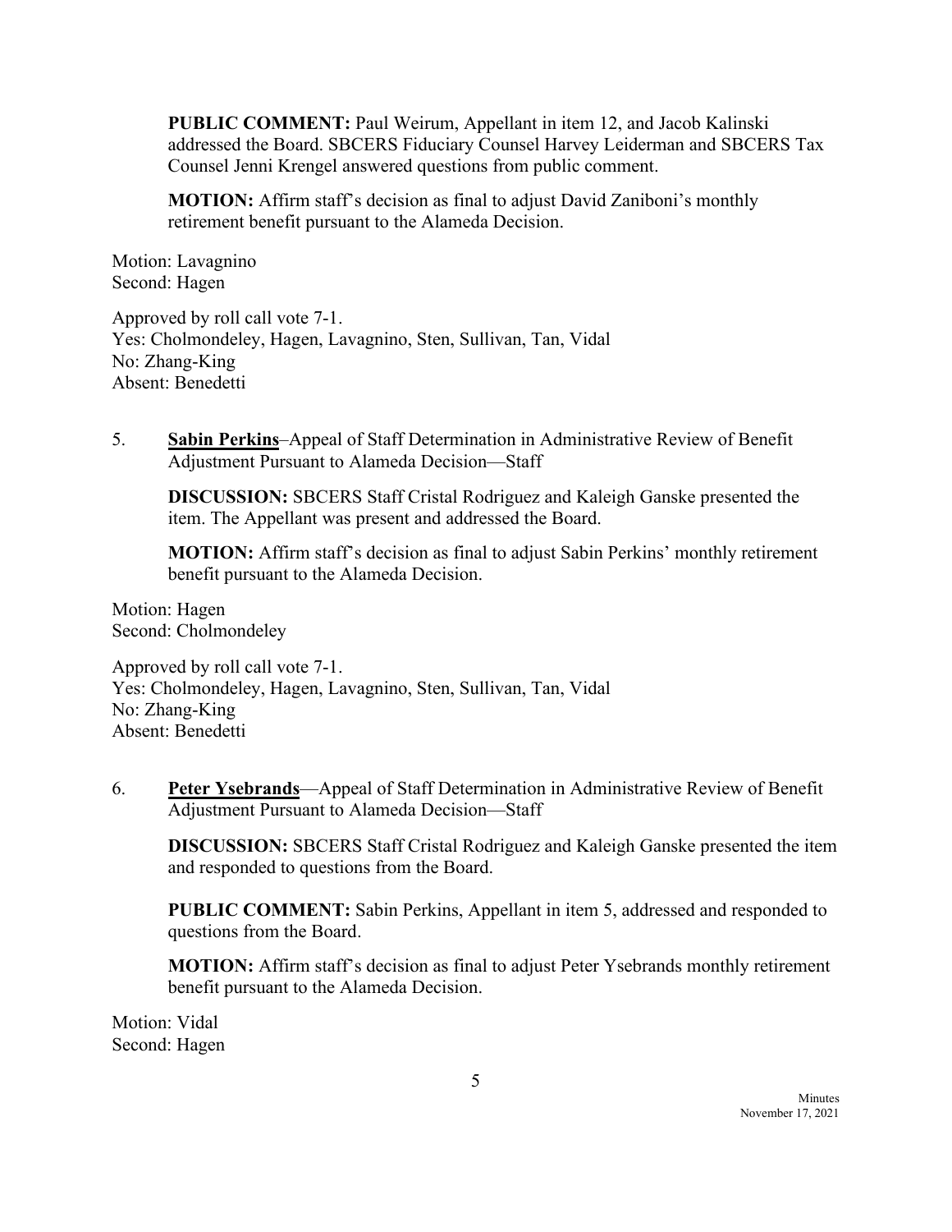**PUBLIC COMMENT:** Paul Weirum, Appellant in item 12, and Jacob Kalinski addressed the Board. SBCERS Fiduciary Counsel Harvey Leiderman and SBCERS Tax Counsel Jenni Krengel answered questions from public comment.

**MOTION:** Affirm staff's decision as final to adjust David Zaniboni's monthly retirement benefit pursuant to the Alameda Decision.

Motion: Lavagnino
Second: Hagen

Approved by roll call vote 7-1.
Yes: Cholmondeley, Hagen, Lavagnino, Sten, Sullivan, Tan, Vidal
No: Zhang-King
Absent: Benedetti

5. **Sabin Perkins**–Appeal of Staff Determination in Administrative Review of Benefit Adjustment Pursuant to Alameda Decision—Staff

   **DISCUSSION:** SBCERS Staff Cristal Rodriguez and Kaleigh Ganske presented the item. The Appellant was present and addressed the Board.

   **MOTION:** Affirm staff's decision as final to adjust Sabin Perkins' monthly retirement benefit pursuant to the Alameda Decision.

Motion: Hagen
Second: Cholmondeley

Approved by roll call vote 7-1.
Yes: Cholmondeley, Hagen, Lavagnino, Sten, Sullivan, Tan, Vidal
No: Zhang-King
Absent: Benedetti

6. **Peter Ysebrands**—Appeal of Staff Determination in Administrative Review of Benefit Adjustment Pursuant to Alameda Decision—Staff

   **DISCUSSION:** SBCERS Staff Cristal Rodriguez and Kaleigh Ganske presented the item and responded to questions from the Board.

   **PUBLIC COMMENT:** Sabin Perkins, Appellant in item 5, addressed and responded to questions from the Board.

   **MOTION:** Affirm staff's decision as final to adjust Peter Ysebrands monthly retirement benefit pursuant to the Alameda Decision.

Motion: Vidal
Second: Hagen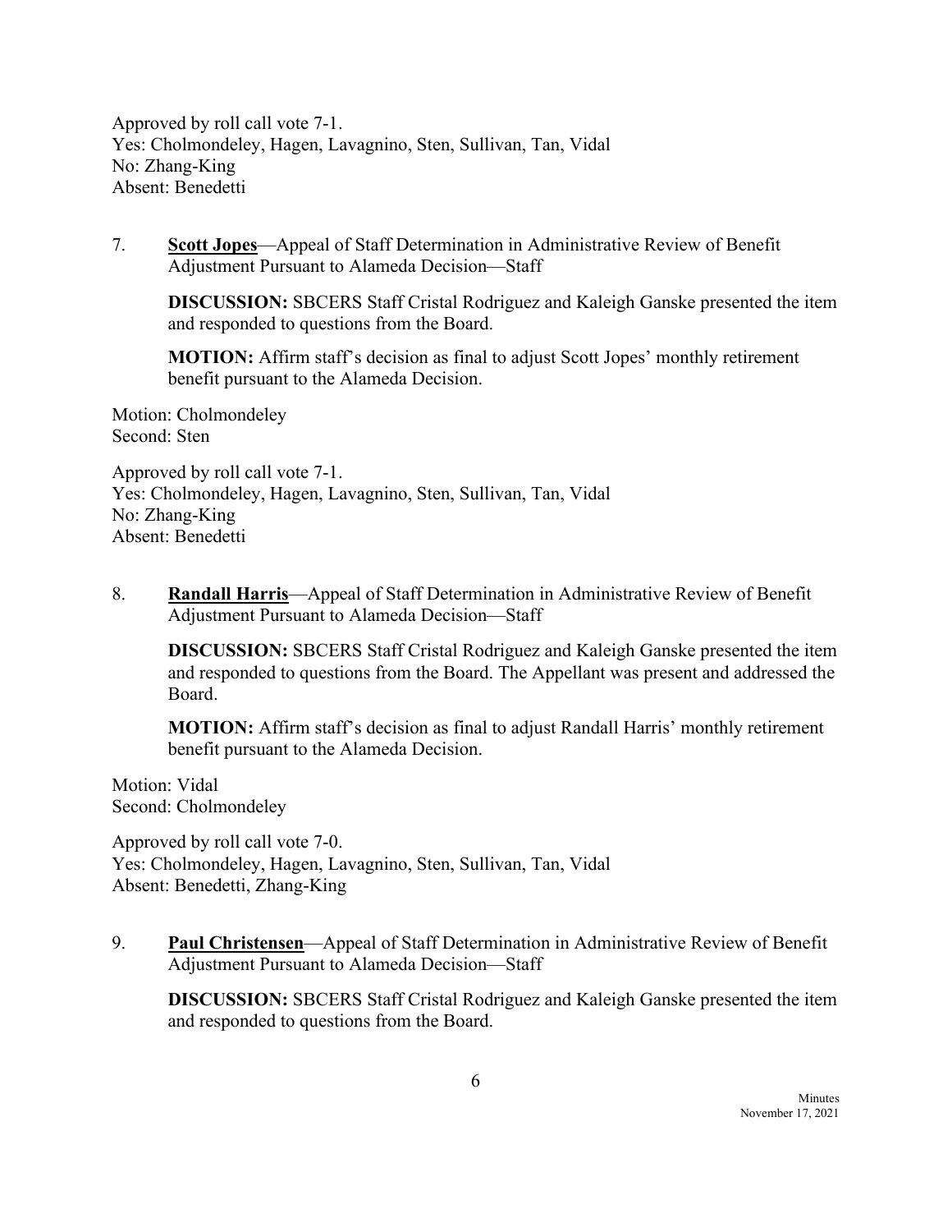Approved by roll call vote 7-1.
Yes: Cholmondeley, Hagen, Lavagnino, Sten, Sullivan, Tan, Vidal
No: Zhang-King
Absent: Benedetti

7. **Scott Jopes**—Appeal of Staff Determination in Administrative Review of Benefit Adjustment Pursuant to Alameda Decision—Staff

   **DISCUSSION:** SBCERS Staff Cristal Rodriguez and Kaleigh Ganske presented the item and responded to questions from the Board.

   **MOTION:** Affirm staff's decision as final to adjust Scott Jopes' monthly retirement benefit pursuant to the Alameda Decision.

Motion: Cholmondeley
Second: Sten

Approved by roll call vote 7-1.
Yes: Cholmondeley, Hagen, Lavagnino, Sten, Sullivan, Tan, Vidal
No: Zhang-King
Absent: Benedetti

8. **Randall Harris**—Appeal of Staff Determination in Administrative Review of Benefit Adjustment Pursuant to Alameda Decision—Staff

   **DISCUSSION:** SBCERS Staff Cristal Rodriguez and Kaleigh Ganske presented the item and responded to questions from the Board. The Appellant was present and addressed the Board.

   **MOTION:** Affirm staff's decision as final to adjust Randall Harris' monthly retirement benefit pursuant to the Alameda Decision.

Motion: Vidal
Second: Cholmondeley

Approved by roll call vote 7-0.
Yes: Cholmondeley, Hagen, Lavagnino, Sten, Sullivan, Tan, Vidal
Absent: Benedetti, Zhang-King

9. **Paul Christensen**—Appeal of Staff Determination in Administrative Review of Benefit Adjustment Pursuant to Alameda Decision—Staff

   **DISCUSSION:** SBCERS Staff Cristal Rodriguez and Kaleigh Ganske presented the item and responded to questions from the Board.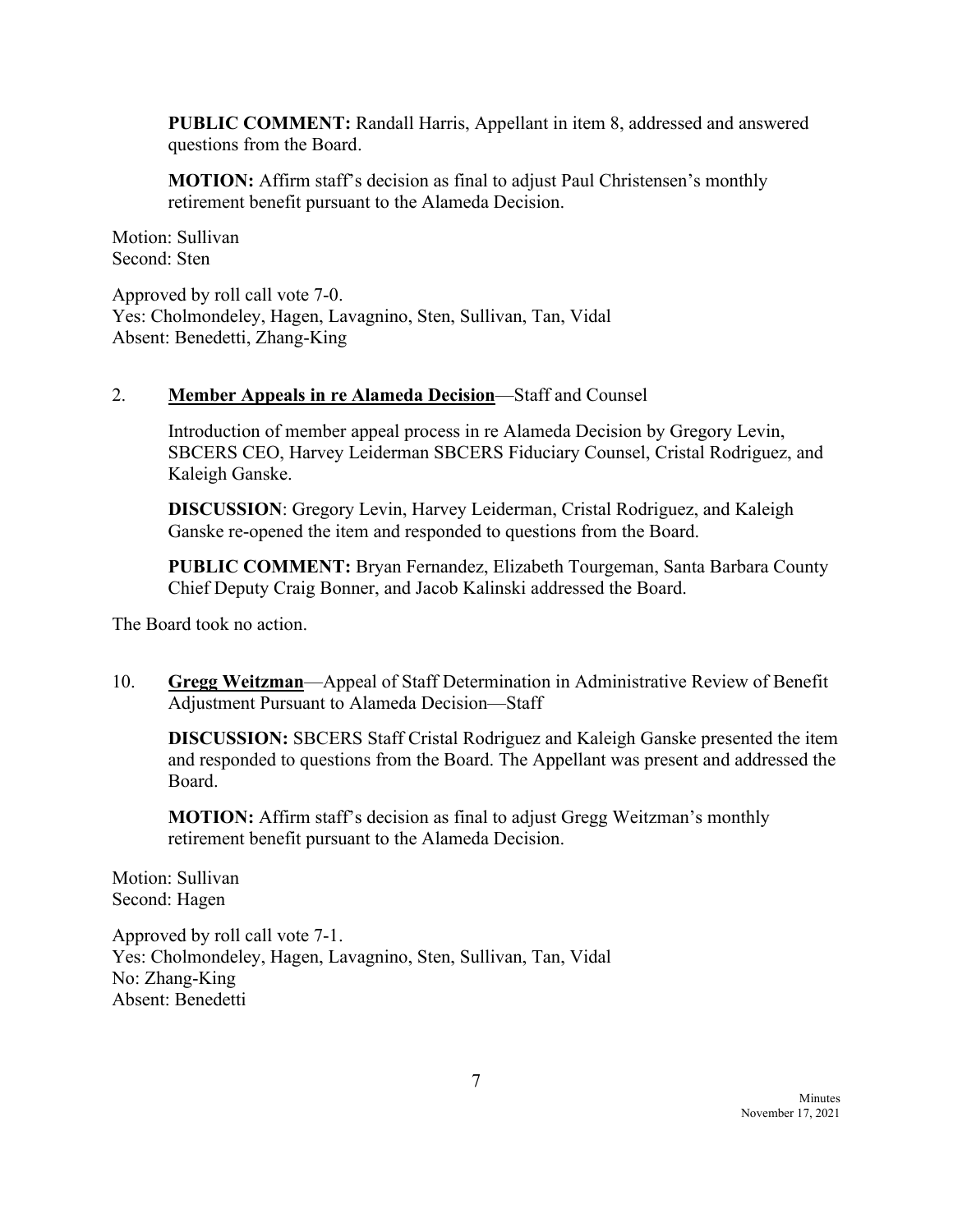**PUBLIC COMMENT:** Randall Harris, Appellant in item 8, addressed and answered questions from the Board.

**MOTION:** Affirm staff's decision as final to adjust Paul Christensen's monthly retirement benefit pursuant to the Alameda Decision.

Motion: Sullivan
Second: Sten

Approved by roll call vote 7-0.
Yes: Cholmondeley, Hagen, Lavagnino, Sten, Sullivan, Tan, Vidal
Absent: Benedetti, Zhang-King

2. **Member Appeals in re Alameda Decision**—Staff and Counsel

   Introduction of member appeal process in re Alameda Decision by Gregory Levin, SBCERS CEO, Harvey Leiderman SBCERS Fiduciary Counsel, Cristal Rodriguez, and Kaleigh Ganske.

   **DISCUSSION**: Gregory Levin, Harvey Leiderman, Cristal Rodriguez, and Kaleigh Ganske re-opened the item and responded to questions from the Board.

   **PUBLIC COMMENT:** Bryan Fernandez, Elizabeth Tourgeman, Santa Barbara County Chief Deputy Craig Bonner, and Jacob Kalinski addressed the Board.

The Board took no action.

10. **Gregg Weitzman**—Appeal of Staff Determination in Administrative Review of Benefit Adjustment Pursuant to Alameda Decision—Staff

    **DISCUSSION:** SBCERS Staff Cristal Rodriguez and Kaleigh Ganske presented the item and responded to questions from the Board. The Appellant was present and addressed the Board.

    **MOTION:** Affirm staff's decision as final to adjust Gregg Weitzman's monthly retirement benefit pursuant to the Alameda Decision.

Motion: Sullivan
Second: Hagen

Approved by roll call vote 7-1.
Yes: Cholmondeley, Hagen, Lavagnino, Sten, Sullivan, Tan, Vidal
No: Zhang-King
Absent: Benedetti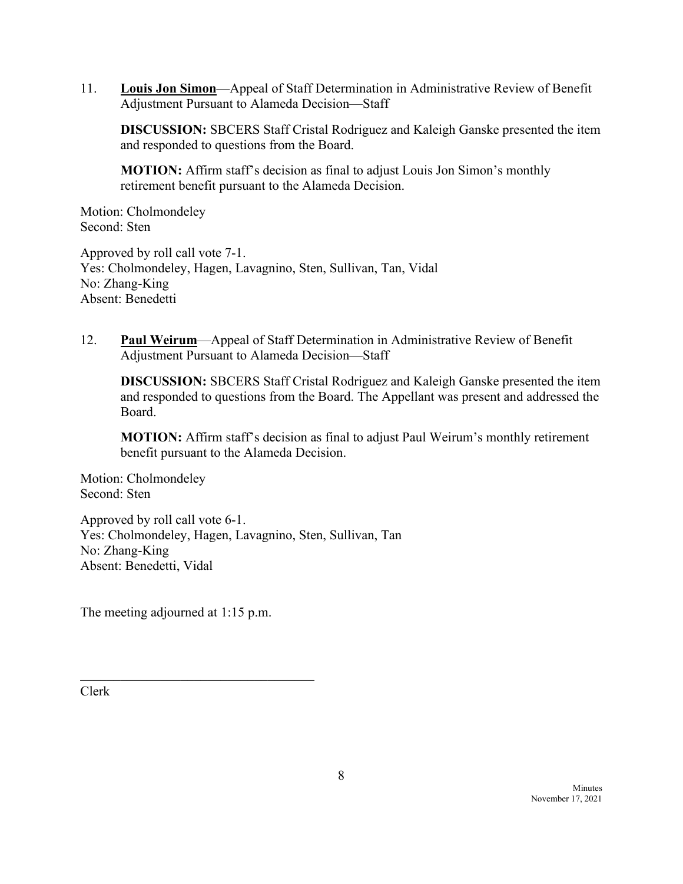11. **Louis Jon Simon**—Appeal of Staff Determination in Administrative Review of Benefit Adjustment Pursuant to Alameda Decision—Staff

    **DISCUSSION:** SBCERS Staff Cristal Rodriguez and Kaleigh Ganske presented the item and responded to questions from the Board.

    **MOTION:** Affirm staff's decision as final to adjust Louis Jon Simon's monthly retirement benefit pursuant to the Alameda Decision.

Motion: Cholmondeley
Second: Sten

Approved by roll call vote 7-1.
Yes: Cholmondeley, Hagen, Lavagnino, Sten, Sullivan, Tan, Vidal
No: Zhang-King
Absent: Benedetti

12. **Paul Weirum**—Appeal of Staff Determination in Administrative Review of Benefit Adjustment Pursuant to Alameda Decision—Staff

    **DISCUSSION:** SBCERS Staff Cristal Rodriguez and Kaleigh Ganske presented the item and responded to questions from the Board. The Appellant was present and addressed the Board.

    **MOTION:** Affirm staff's decision as final to adjust Paul Weirum's monthly retirement benefit pursuant to the Alameda Decision.

Motion: Cholmondeley
Second: Sten

Approved by roll call vote 6-1.
Yes: Cholmondeley, Hagen, Lavagnino, Sten, Sullivan, Tan
No: Zhang-King
Absent: Benedetti, Vidal

The meeting adjourned at 1:15 p.m.

\_\_\_\_\_\_\_\_\_\_\_\_\_\_\_\_\_\_\_\_\_\_\_\_\_\_\_\_\_\_\_\_\_\_\_\_

Clerk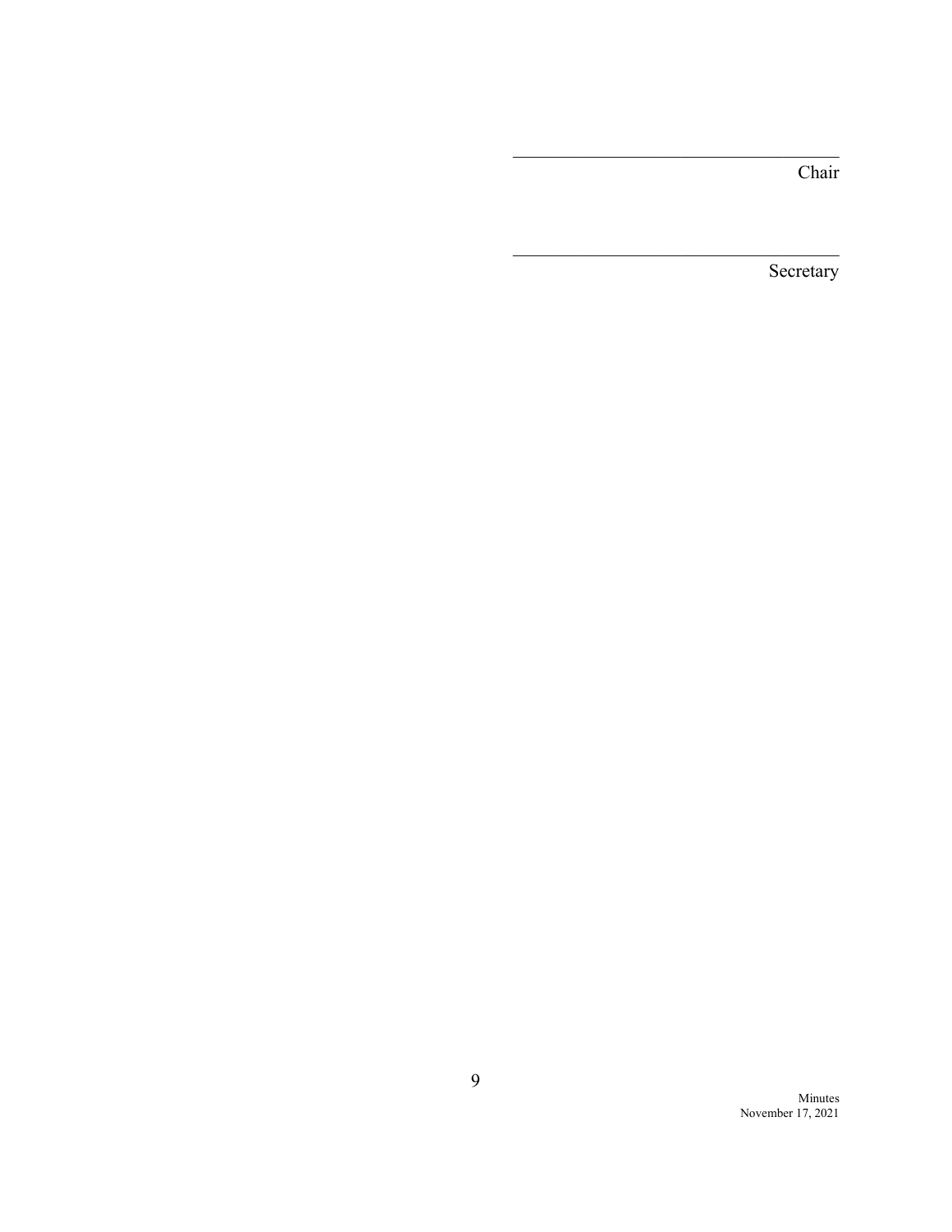\_\_\_\_\_\_\_\_\_\_\_\_\_\_\_\_\_\_\_\_\_\_\_\_\_\_\_\_\_\_\_\_\_\_\_\_

Chair

\_\_\_\_\_\_\_\_\_\_\_\_\_\_\_\_\_\_\_\_\_\_\_\_\_\_\_\_\_\_\_\_\_\_\_\_

Secretary